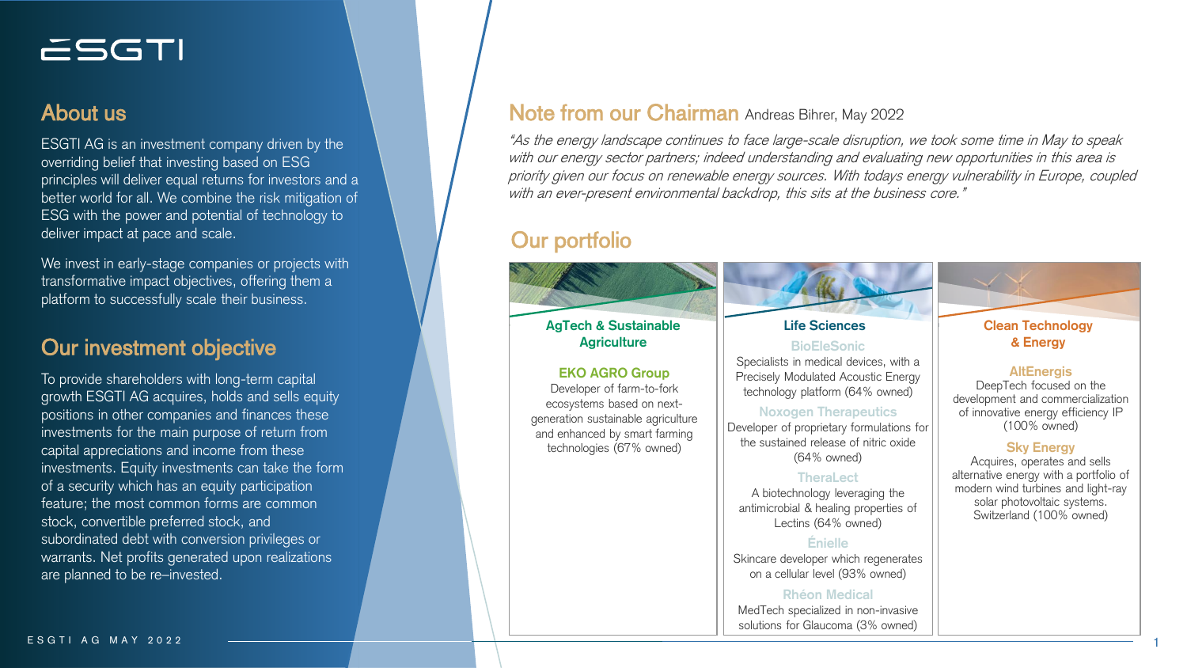# ESGTI

## About us

ESGTI AG is an investment company driven by the overriding belief that investing based on ESG principles will deliver equal returns for investors and a better world for all. We combine the risk mitigation of ESG with the power and potential of technology to deliver impact at pace and scale.

We invest in early-stage companies or projects with transformative impact objectives, offering them a platform to successfully scale their business.

## Our investment objective

To provide shareholders with long-term capital growth ESGTI AG acquires, holds and sells equity positions in other companies and finances these investments for the main purpose of return from capital appreciations and income from these investments. Equity investments can take the form of a security which has an equity participation feature; the most common forms are common stock, convertible preferred stock, and subordinated debt with conversion privileges or warrants. Net profits generated upon realizations are planned to be re–invested.

## Note from our Chairman Andreas Bihrer, May 2022

*"As the energy landscape continues to face large-scale disruption, we took some time in May to speak with our energy sector partners; indeed understanding and evaluating new opportunities in this area is priority given our focus on renewable energy sources. With todays energy vulnerability in Europe, coupled with an ever-present environmental backdrop, this sits at the business core."*

## Our portfolio

### AgTech & Sustainable Agriculture

**EKO AGRO Group**
Developer of farm-to-fork ecosystems based on next-generation sustainable agriculture and enhanced by smart farming technologies (67% owned)

### Life Sciences

**BioEleSonic**
Specialists in medical devices, with a Precisely Modulated Acoustic Energy technology platform (64% owned)

**Noxogen Therapeutics**
Developer of proprietary formulations for the sustained release of nitric oxide (64% owned)

**TheraLect**
A biotechnology leveraging the antimicrobial & healing properties of Lectins (64% owned)

**Énielle**
Skincare developer which regenerates on a cellular level (93% owned)

**Rhéon Medical**
MedTech specialized in non-invasive solutions for Glaucoma (3% owned)

### Clean Technology & Energy

**AltEnergis**
DeepTech focused on the development and commercialization of innovative energy efficiency IP (100% owned)

**Sky Energy**
Acquires, operates and sells alternative energy with a portfolio of modern wind turbines and light-ray solar photovoltaic systems. Switzerland (100% owned)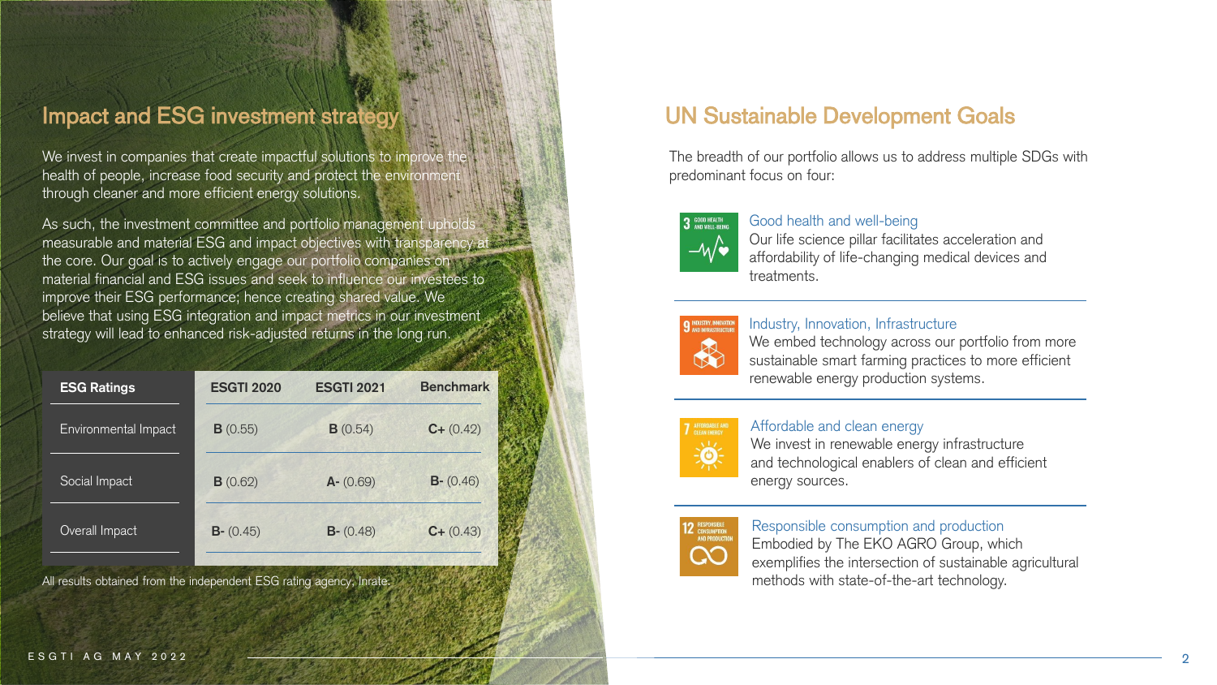## Impact and ESG investment strategy

We invest in companies that create impactful solutions to improve the health of people, increase food security and protect the environment through cleaner and more efficient energy solutions.

As such, the investment committee and portfolio management upholds measurable and material ESG and impact objectives with transparency at the core. Our goal is to actively engage our portfolio companies on material financial and ESG issues and seek to influence our investees to improve their ESG performance; hence creating shared value. We believe that using ESG integration and impact metrics in our investment strategy will lead to enhanced risk-adjusted returns in the long run.

| ESG Ratings | ESGTI 2020 | ESGTI 2021 | Benchmark |
|---|---|---|---|
| Environmental Impact | **B** (0.55) | **B** (0.54) | **C+** (0.42) |
| Social Impact | **B** (0.62) | **A-** (0.69) | **B-** (0.46) |
| Overall Impact | **B-** (0.45) | **B-** (0.48) | **C+** (0.43) |

All results obtained from the independent ESG rating agency, Inrate.

## UN Sustainable Development Goals

The breadth of our portfolio allows us to address multiple SDGs with predominant focus on four:

**3 Good health and well-being**
Our life science pillar facilitates acceleration and affordability of life-changing medical devices and treatments.

**9 Industry, Innovation, Infrastructure**
We embed technology across our portfolio from more sustainable smart farming practices to more efficient renewable energy production systems.

**7 Affordable and clean energy**
We invest in renewable energy infrastructure and technological enablers of clean and efficient energy sources.

**12 Responsible consumption and production**
Embodied by The EKO AGRO Group, which exemplifies the intersection of sustainable agricultural methods with state-of-the-art technology.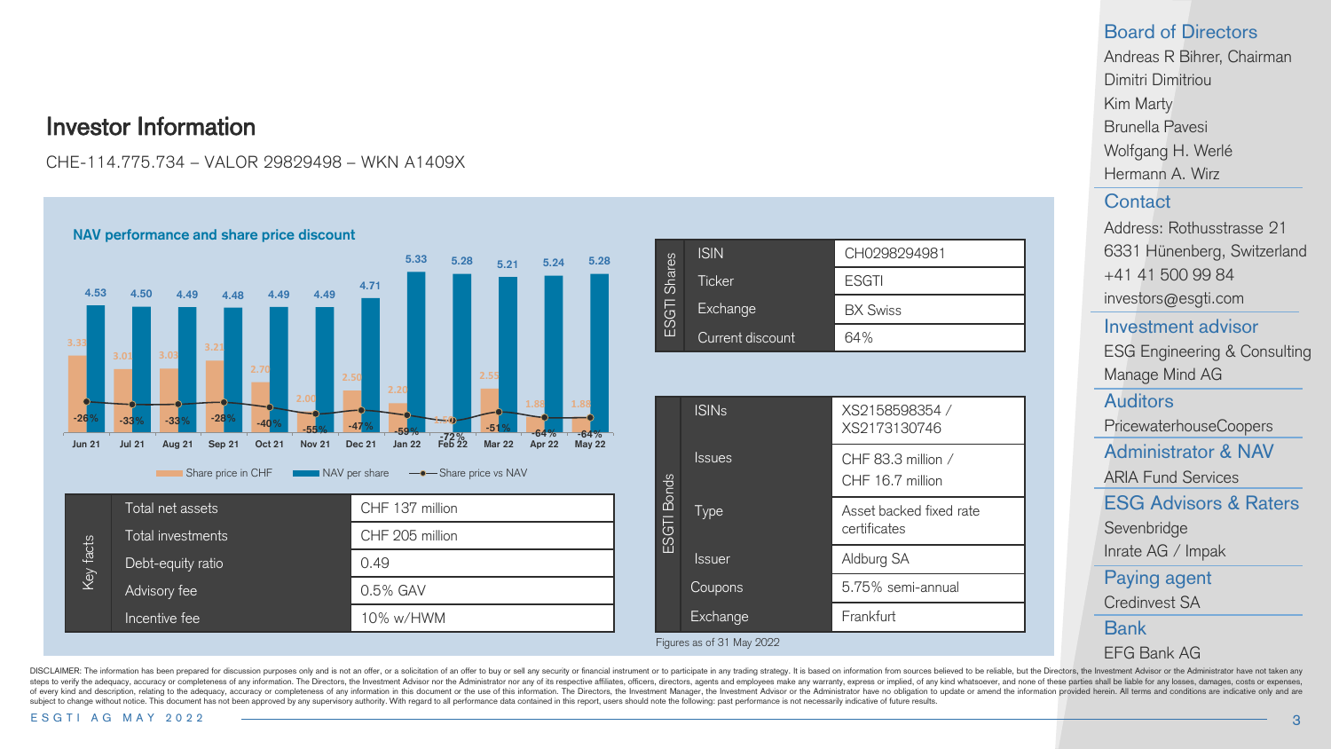# Investor Information

CHE-114.775.734 – VALOR 29829498 – WKN A1409X

**NAV performance and share price discount**

4.53 4.50 4.49 4.48 4.49 4.49 4.71 5.33 5.28 5.21 5.24 5.28

3.33 3.01 3.03 3.21 2.70 2.00 2.50 2.20 1.50 2.55 1.88 1.88

-26% -33% -33% -28% -40% -55% -47% -59% -72% -51% -64% -64%

Jun 21 Jul 21 Aug 21 Sep 21 Oct 21 Nov 21 Dec 21 Jan 22 Feb 22 Mar 22 Apr 22 May 22

Share price in CHF — NAV per share — Share price vs NAV

| Key facts | | |
|---|---|---|
| | Total net assets | CHF 137 million |
| | Total investments | CHF 205 million |
| | Debt-equity ratio | 0.49 |
| | Advisory fee | 0.5% GAV |
| | Incentive fee | 10% w/HWM |

| ESGTI Shares | | |
|---|---|---|
| | ISIN | CH0298294981 |
| | Ticker | ESGTI |
| | Exchange | BX Swiss |
| | Current discount | 64% |

| ESGTI Bonds | | |
|---|---|---|
| | ISINs | XS2158598354 / XS2173130746 |
| | Issues | CHF 83.3 million / CHF 16.7 million |
| | Type | Asset backed fixed rate certificates |
| | Issuer | Aldburg SA |
| | Coupons | 5.75% semi-annual |
| | Exchange | Frankfurt |

Figures as of 31 May 2022

## Board of Directors

Andreas R Bihrer, Chairman
Dimitri Dimitriou
Kim Marty
Brunella Pavesi
Wolfgang H. Werlé
Hermann A. Wirz

## Contact

Address: Rothusstrasse 21
6331 Hünenberg, Switzerland
+41 41 500 99 84
investors@esgti.com

## Investment advisor

ESG Engineering & Consulting Manage Mind AG

## Auditors

PricewaterhouseCoopers

## Administrator & NAV

ARIA Fund Services

## ESG Advisors & Raters

Sevenbridge
Inrate AG / Impak

## Paying agent

Credinvest SA

## Bank

EFG Bank AG

DISCLAIMER: The information has been prepared for discussion purposes only and is not an offer, or a solicitation of an offer to buy or sell any security or financial instrument or to participate in any trading strategy. It is based on information from sources believed to be reliable, but the Directors, the Investment Advisor or the Administrator have not taken any steps to verify the adequacy, accuracy or completeness of any information. The Directors, the Investment Advisor nor the Administrator nor any of its respective affiliates, officers, directors, agents and employees make any warranty, express or implied, of any kind whatsoever, and none of these parties shall be liable for any losses, damages, costs or expenses, of every kind and description, relating to the adequacy, accuracy or completeness of any information in this document or the use of this information. The Directors, the Investment Manager, the Investment Advisor or the Administrator have no obligation to update or amend the information provided herein. All terms and conditions are indicative only and are subject to change without notice. This document has not been approved by any supervisory authority. With regard to all performance data contained in this report, users should note the following: past performance is not necessarily indicative of future results.